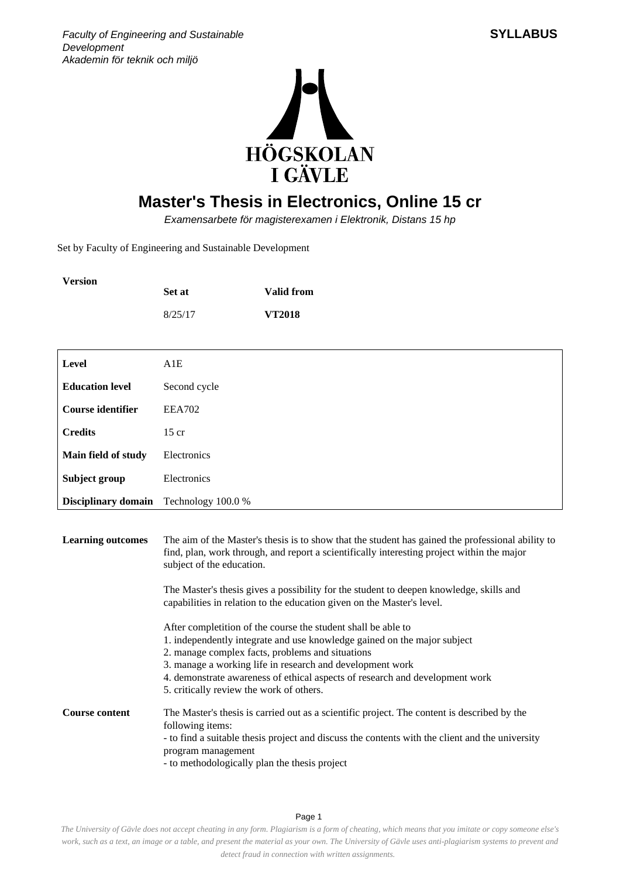*Faculty of Engineering and Sustainable Development*
*Akademin för teknik och miljö*

**SYLLABUS**

# Master's Thesis in Electronics, Online 15 cr

*Examensarbete för magisterexamen i Elektronik, Distans 15 hp*

Set by Faculty of Engineering and Sustainable Development

| Version | Set at | Valid from |
|---|---|---|
| | 8/25/17 | **VT2018** |

| | |
|---|---|
| **Level** | A1E |
| **Education level** | Second cycle |
| **Course identifier** | EEA702 |
| **Credits** | 15 cr |
| **Main field of study** | Electronics |
| **Subject group** | Electronics |
| **Disciplinary domain** | Technology 100.0 % |

**Learning outcomes**

The aim of the Master's thesis is to show that the student has gained the professional ability to find, plan, work through, and report a scientifically interesting project within the major subject of the education.

The Master's thesis gives a possibility for the student to deepen knowledge, skills and capabilities in relation to the education given on the Master's level.

After completition of the course the student shall be able to
1. independently integrate and use knowledge gained on the major subject
2. manage complex facts, problems and situations
3. manage a working life in research and development work
4. demonstrate awareness of ethical aspects of research and development work
5. critically review the work of others.

**Course content**

The Master's thesis is carried out as a scientific project. The content is described by the following items:
- to find a suitable thesis project and discuss the contents with the client and the university program management
- to methodologically plan the thesis project

*The University of Gävle does not accept cheating in any form. Plagiarism is a form of cheating, which means that you imitate or copy someone else's work, such as a text, an image or a table, and present the material as your own. The University of Gävle uses anti-plagiarism systems to prevent and detect fraud in connection with written assignments.*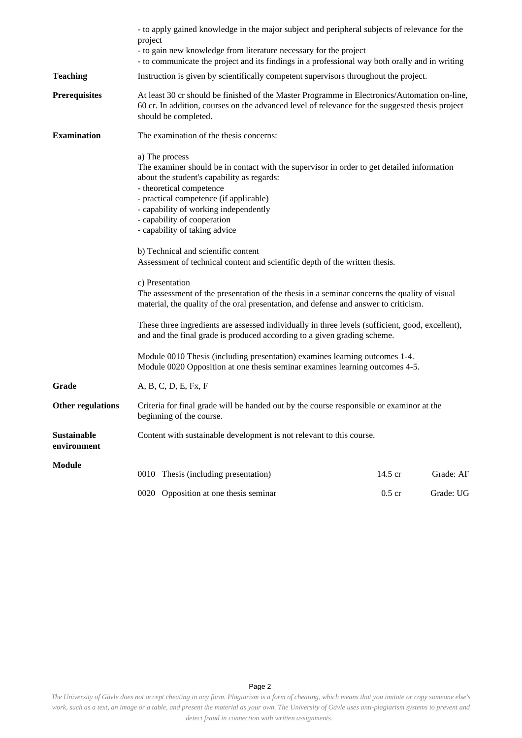- to apply gained knowledge in the major subject and peripheral subjects of relevance for the project
- to gain new knowledge from literature necessary for the project
- to communicate the project and its findings in a professional way both orally and in writing

**Teaching**

Instruction is given by scientifically competent supervisors throughout the project.

**Prerequisites**

At least 30 cr should be finished of the Master Programme in Electronics/Automation on-line, 60 cr. In addition, courses on the advanced level of relevance for the suggested thesis project should be completed.

**Examination**

The examination of the thesis concerns:

a) The process
The examiner should be in contact with the supervisor in order to get detailed information about the student's capability as regards:
- theoretical competence
- practical competence (if applicable)
- capability of working independently
- capability of cooperation
- capability of taking advice

b) Technical and scientific content
Assessment of technical content and scientific depth of the written thesis.

c) Presentation
The assessment of the presentation of the thesis in a seminar concerns the quality of visual material, the quality of the oral presentation, and defense and answer to criticism.

These three ingredients are assessed individually in three levels (sufficient, good, excellent), and and the final grade is produced according to a given grading scheme.

Module 0010 Thesis (including presentation) examines learning outcomes 1-4.
Module 0020 Opposition at one thesis seminar examines learning outcomes 4-5.

**Grade**

A, B, C, D, E, Fx, F

**Other regulations**

Criteria for final grade will be handed out by the course responsible or examinor at the beginning of the course.

**Sustainable environment**

Content with sustainable development is not relevant to this course.

**Module**

| | | | |
|---|---|---|---|
| 0010 | Thesis (including presentation) | 14.5 cr | Grade: AF |
| 0020 | Opposition at one thesis seminar | 0.5 cr | Grade: UG |

*The University of Gävle does not accept cheating in any form. Plagiarism is a form of cheating, which means that you imitate or copy someone else's work, such as a text, an image or a table, and present the material as your own. The University of Gävle uses anti-plagiarism systems to prevent and detect fraud in connection with written assignments.*